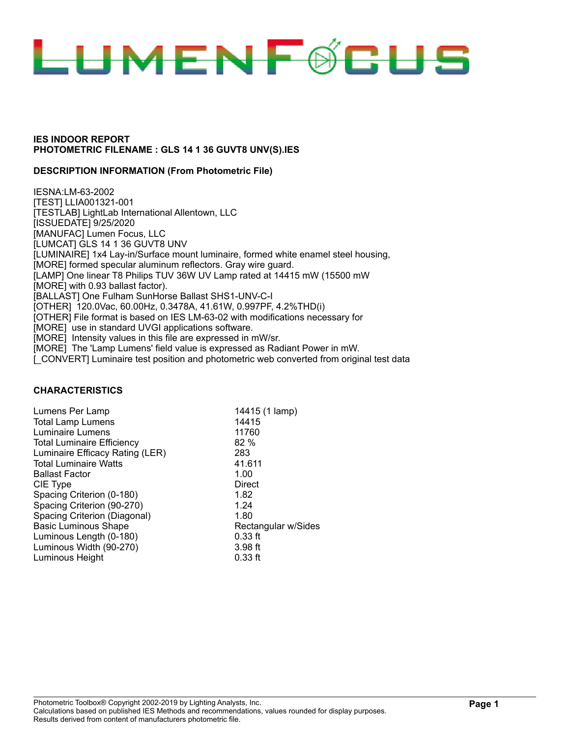LUMENFOCUS

**IES INDOOR REPORT**
**PHOTOMETRIC FILENAME : GLS 14 1 36 GUVT8 UNV(S).IES**

**DESCRIPTION INFORMATION (From Photometric File)**

IESNA:LM-63-2002
[TEST] LLIA001321-001
[TESTLAB] LightLab International Allentown, LLC
[ISSUEDATE] 9/25/2020
[MANUFAC] Lumen Focus, LLC
[LUMCAT] GLS 14 1 36 GUVT8 UNV
[LUMINAIRE] 1x4 Lay-in/Surface mount luminaire, formed white enamel steel housing,
[MORE] formed specular aluminum reflectors. Gray wire guard.
[LAMP] One linear T8 Philips TUV 36W UV Lamp rated at 14415 mW (15500 mW
[MORE] with 0.93 ballast factor).
[BALLAST] One Fulham SunHorse Ballast SHS1-UNV-C-I
[OTHER] 120.0Vac, 60.00Hz, 0.3478A, 41.61W, 0.997PF, 4.2%THD(i)
[OTHER] File format is based on IES LM-63-02 with modifications necessary for
[MORE] use in standard UVGI applications software.
[MORE] Intensity values in this file are expressed in mW/sr.
[MORE] The 'Lamp Lumens' field value is expressed as Radiant Power in mW.
[_CONVERT] Luminaire test position and photometric web converted from original test data

**CHARACTERISTICS**

| | |
|---|---|
| Lumens Per Lamp | 14415 (1 lamp) |
| Total Lamp Lumens | 14415 |
| Luminaire Lumens | 11760 |
| Total Luminaire Efficiency | 82 % |
| Luminaire Efficacy Rating (LER) | 283 |
| Total Luminaire Watts | 41.611 |
| Ballast Factor | 1.00 |
| CIE Type | Direct |
| Spacing Criterion (0-180) | 1.82 |
| Spacing Criterion (90-270) | 1.24 |
| Spacing Criterion (Diagonal) | 1.80 |
| Basic Luminous Shape | Rectangular w/Sides |
| Luminous Length (0-180) | 0.33 ft |
| Luminous Width (90-270) | 3.98 ft |
| Luminous Height | 0.33 ft |

Photometric Toolbox® Copyright 2002-2019 by Lighting Analysts, Inc.
Calculations based on published IES Methods and recommendations, values rounded for display purposes.
Results derived from content of manufacturers photometric file.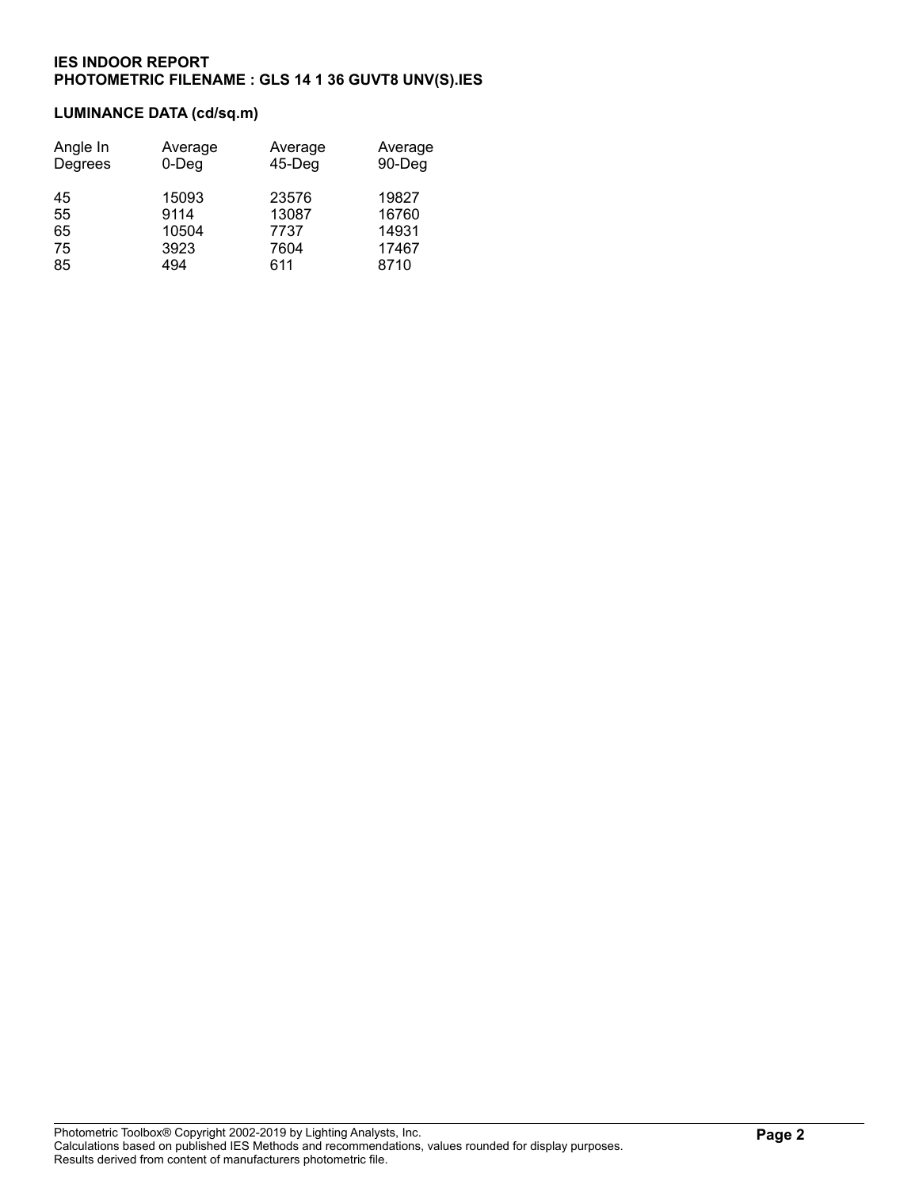**IES INDOOR REPORT**
**PHOTOMETRIC FILENAME : GLS 14 1 36 GUVT8 UNV(S).IES**

**LUMINANCE DATA (cd/sq.m)**

| Angle In Degrees | Average 0-Deg | Average 45-Deg | Average 90-Deg |
|---|---|---|---|
| 45 | 15093 | 23576 | 19827 |
| 55 | 9114 | 13087 | 16760 |
| 65 | 10504 | 7737 | 14931 |
| 75 | 3923 | 7604 | 17467 |
| 85 | 494 | 611 | 8710 |

Photometric Toolbox® Copyright 2002-2019 by Lighting Analysts, Inc.
Calculations based on published IES Methods and recommendations, values rounded for display purposes.
Results derived from content of manufacturers photometric file.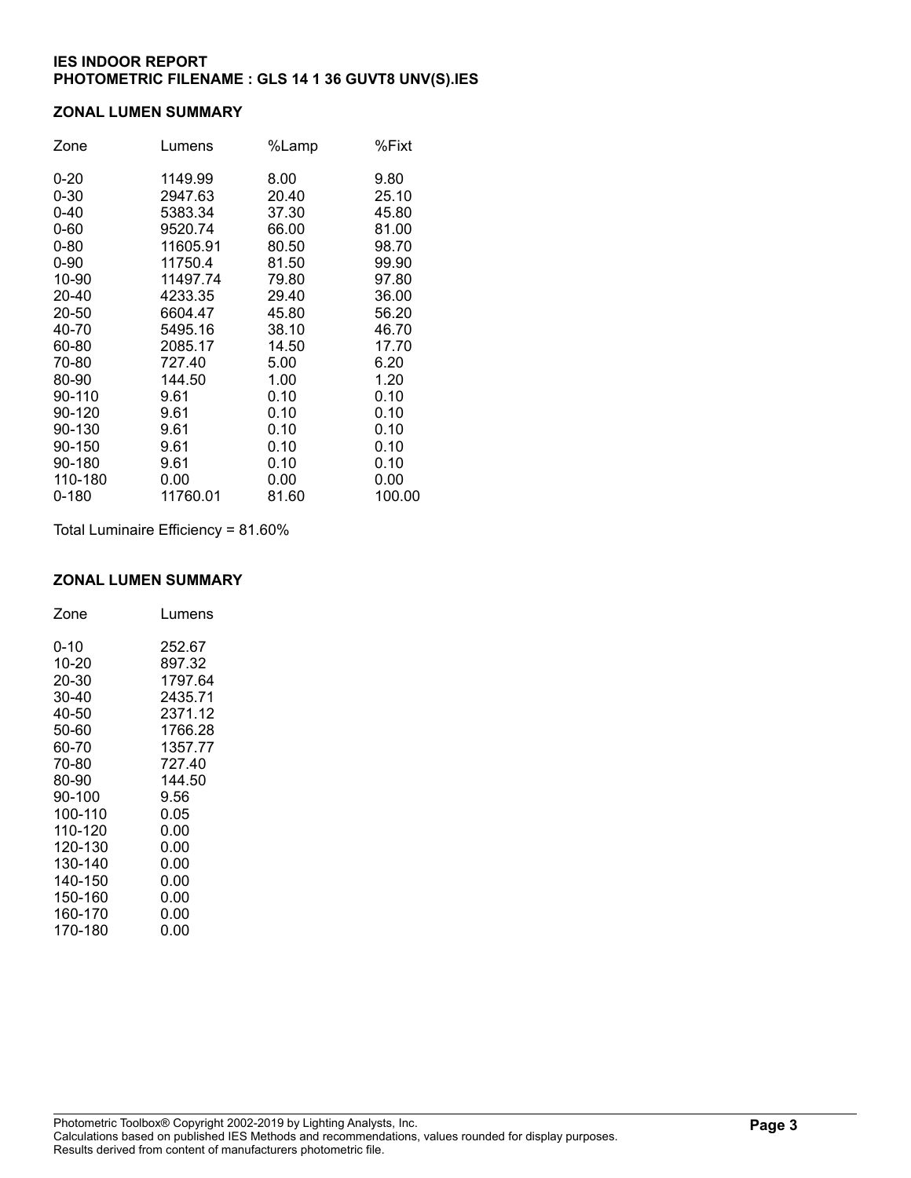**IES INDOOR REPORT**
**PHOTOMETRIC FILENAME : GLS 14 1 36 GUVT8 UNV(S).IES**

## ZONAL LUMEN SUMMARY

| Zone | Lumens | %Lamp | %Fixt |
|---|---|---|---|
| 0-20 | 1149.99 | 8.00 | 9.80 |
| 0-30 | 2947.63 | 20.40 | 25.10 |
| 0-40 | 5383.34 | 37.30 | 45.80 |
| 0-60 | 9520.74 | 66.00 | 81.00 |
| 0-80 | 11605.91 | 80.50 | 98.70 |
| 0-90 | 11750.4 | 81.50 | 99.90 |
| 10-90 | 11497.74 | 79.80 | 97.80 |
| 20-40 | 4233.35 | 29.40 | 36.00 |
| 20-50 | 6604.47 | 45.80 | 56.20 |
| 40-70 | 5495.16 | 38.10 | 46.70 |
| 60-80 | 2085.17 | 14.50 | 17.70 |
| 70-80 | 727.40 | 5.00 | 6.20 |
| 80-90 | 144.50 | 1.00 | 1.20 |
| 90-110 | 9.61 | 0.10 | 0.10 |
| 90-120 | 9.61 | 0.10 | 0.10 |
| 90-130 | 9.61 | 0.10 | 0.10 |
| 90-150 | 9.61 | 0.10 | 0.10 |
| 90-180 | 9.61 | 0.10 | 0.10 |
| 110-180 | 0.00 | 0.00 | 0.00 |
| 0-180 | 11760.01 | 81.60 | 100.00 |

Total Luminaire Efficiency = 81.60%

## ZONAL LUMEN SUMMARY

| Zone | Lumens |
|---|---|
| 0-10 | 252.67 |
| 10-20 | 897.32 |
| 20-30 | 1797.64 |
| 30-40 | 2435.71 |
| 40-50 | 2371.12 |
| 50-60 | 1766.28 |
| 60-70 | 1357.77 |
| 70-80 | 727.40 |
| 80-90 | 144.50 |
| 90-100 | 9.56 |
| 100-110 | 0.05 |
| 110-120 | 0.00 |
| 120-130 | 0.00 |
| 130-140 | 0.00 |
| 140-150 | 0.00 |
| 150-160 | 0.00 |
| 160-170 | 0.00 |
| 170-180 | 0.00 |

Photometric Toolbox® Copyright 2002-2019 by Lighting Analysts, Inc.
Calculations based on published IES Methods and recommendations, values rounded for display purposes.
Results derived from content of manufacturers photometric file.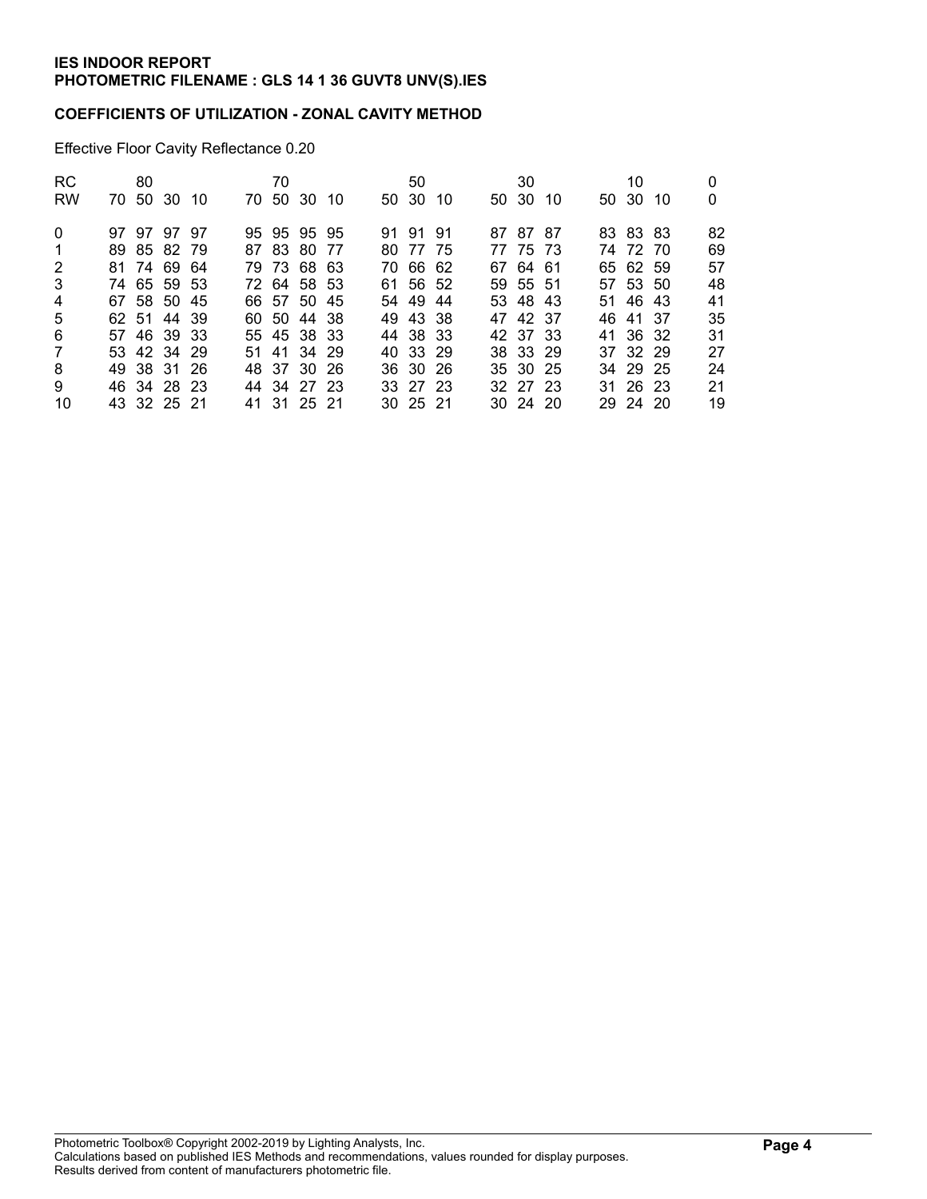**IES INDOOR REPORT**
**PHOTOMETRIC FILENAME : GLS 14 1 36 GUVT8 UNV(S).IES**

**COEFFICIENTS OF UTILIZATION - ZONAL CAVITY METHOD**

Effective Floor Cavity Reflectance 0.20

| RC | 80 | | | | 70 | | | | 50 | | | 30 | | | 10 | | | 0 |
|---|---|---|---|---|---|---|---|---|---|---|---|---|---|---|---|---|---|---|
| RW | 70 | 50 | 30 | 10 | 70 | 50 | 30 | 10 | 50 | 30 | 10 | 50 | 30 | 10 | 50 | 30 | 10 | 0 |
| 0 | 97 | 97 | 97 | 97 | 95 | 95 | 95 | 95 | 91 | 91 | 91 | 87 | 87 | 87 | 83 | 83 | 83 | 82 |
| 1 | 89 | 85 | 82 | 79 | 87 | 83 | 80 | 77 | 80 | 77 | 75 | 77 | 75 | 73 | 74 | 72 | 70 | 69 |
| 2 | 81 | 74 | 69 | 64 | 79 | 73 | 68 | 63 | 70 | 66 | 62 | 67 | 64 | 61 | 65 | 62 | 59 | 57 |
| 3 | 74 | 65 | 59 | 53 | 72 | 64 | 58 | 53 | 61 | 56 | 52 | 59 | 55 | 51 | 57 | 53 | 50 | 48 |
| 4 | 67 | 58 | 50 | 45 | 66 | 57 | 50 | 45 | 54 | 49 | 44 | 53 | 48 | 43 | 51 | 46 | 43 | 41 |
| 5 | 62 | 51 | 44 | 39 | 60 | 50 | 44 | 38 | 49 | 43 | 38 | 47 | 42 | 37 | 46 | 41 | 37 | 35 |
| 6 | 57 | 46 | 39 | 33 | 55 | 45 | 38 | 33 | 44 | 38 | 33 | 42 | 37 | 33 | 41 | 36 | 32 | 31 |
| 7 | 53 | 42 | 34 | 29 | 51 | 41 | 34 | 29 | 40 | 33 | 29 | 38 | 33 | 29 | 37 | 32 | 29 | 27 |
| 8 | 49 | 38 | 31 | 26 | 48 | 37 | 30 | 26 | 36 | 30 | 26 | 35 | 30 | 25 | 34 | 29 | 25 | 24 |
| 9 | 46 | 34 | 28 | 23 | 44 | 34 | 27 | 23 | 33 | 27 | 23 | 32 | 27 | 23 | 31 | 26 | 23 | 21 |
| 10 | 43 | 32 | 25 | 21 | 41 | 31 | 25 | 21 | 30 | 25 | 21 | 30 | 24 | 20 | 29 | 24 | 20 | 19 |

Photometric Toolbox® Copyright 2002-2019 by Lighting Analysts, Inc.
Calculations based on published IES Methods and recommendations, values rounded for display purposes.
Results derived from content of manufacturers photometric file.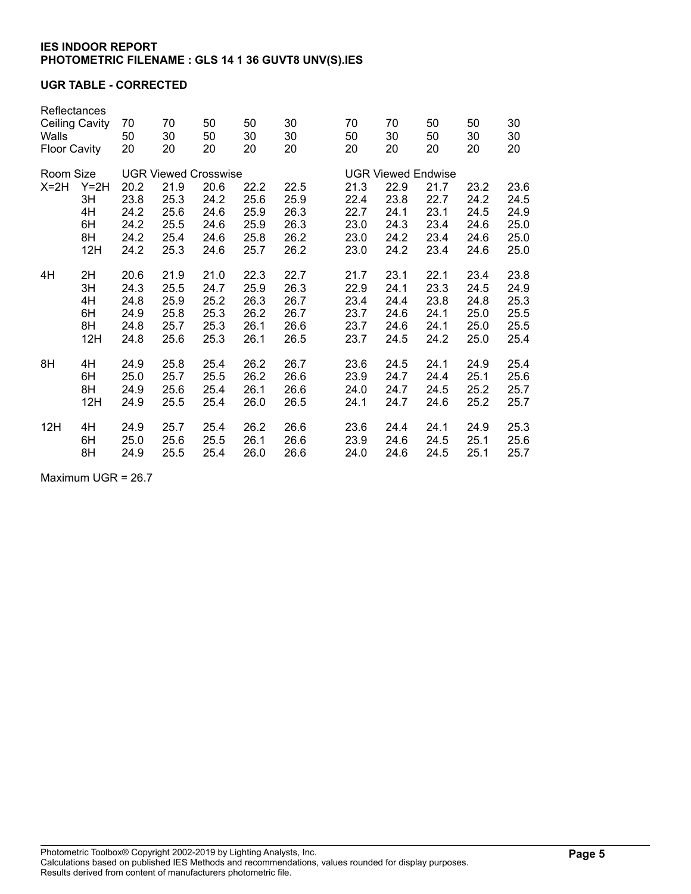**IES INDOOR REPORT**
**PHOTOMETRIC FILENAME : GLS 14 1 36 GUVT8 UNV(S).IES**

**UGR TABLE - CORRECTED**

| Reflectances | | | | | | | | | | | |
|---|---|---|---|---|---|---|---|---|---|---|---|
| Ceiling Cavity | | 70 | 70 | 50 | 50 | 30 | 70 | 70 | 50 | 50 | 30 |
| Walls | | 50 | 30 | 50 | 30 | 30 | 50 | 30 | 50 | 30 | 30 |
| Floor Cavity | | 20 | 20 | 20 | 20 | 20 | 20 | 20 | 20 | 20 | 20 |
| Room Size | | UGR Viewed Crosswise | | | | | UGR Viewed Endwise | | | | |
| X=2H | Y=2H | 20.2 | 21.9 | 20.6 | 22.2 | 22.5 | 21.3 | 22.9 | 21.7 | 23.2 | 23.6 |
| | 3H | 23.8 | 25.3 | 24.2 | 25.6 | 25.9 | 22.4 | 23.8 | 22.7 | 24.2 | 24.5 |
| | 4H | 24.2 | 25.6 | 24.6 | 25.9 | 26.3 | 22.7 | 24.1 | 23.1 | 24.5 | 24.9 |
| | 6H | 24.2 | 25.5 | 24.6 | 25.9 | 26.3 | 23.0 | 24.3 | 23.4 | 24.6 | 25.0 |
| | 8H | 24.2 | 25.4 | 24.6 | 25.8 | 26.2 | 23.0 | 24.2 | 23.4 | 24.6 | 25.0 |
| | 12H | 24.2 | 25.3 | 24.6 | 25.7 | 26.2 | 23.0 | 24.2 | 23.4 | 24.6 | 25.0 |
| 4H | 2H | 20.6 | 21.9 | 21.0 | 22.3 | 22.7 | 21.7 | 23.1 | 22.1 | 23.4 | 23.8 |
| | 3H | 24.3 | 25.5 | 24.7 | 25.9 | 26.3 | 22.9 | 24.1 | 23.3 | 24.5 | 24.9 |
| | 4H | 24.8 | 25.9 | 25.2 | 26.3 | 26.7 | 23.4 | 24.4 | 23.8 | 24.8 | 25.3 |
| | 6H | 24.9 | 25.8 | 25.3 | 26.2 | 26.7 | 23.7 | 24.6 | 24.1 | 25.0 | 25.5 |
| | 8H | 24.8 | 25.7 | 25.3 | 26.1 | 26.6 | 23.7 | 24.6 | 24.1 | 25.0 | 25.5 |
| | 12H | 24.8 | 25.6 | 25.3 | 26.1 | 26.5 | 23.7 | 24.5 | 24.2 | 25.0 | 25.4 |
| 8H | 4H | 24.9 | 25.8 | 25.4 | 26.2 | 26.7 | 23.6 | 24.5 | 24.1 | 24.9 | 25.4 |
| | 6H | 25.0 | 25.7 | 25.5 | 26.2 | 26.6 | 23.9 | 24.7 | 24.4 | 25.1 | 25.6 |
| | 8H | 24.9 | 25.6 | 25.4 | 26.1 | 26.6 | 24.0 | 24.7 | 24.5 | 25.2 | 25.7 |
| | 12H | 24.9 | 25.5 | 25.4 | 26.0 | 26.5 | 24.1 | 24.7 | 24.6 | 25.2 | 25.7 |
| 12H | 4H | 24.9 | 25.7 | 25.4 | 26.2 | 26.6 | 23.6 | 24.4 | 24.1 | 24.9 | 25.3 |
| | 6H | 25.0 | 25.6 | 25.5 | 26.1 | 26.6 | 23.9 | 24.6 | 24.5 | 25.1 | 25.6 |
| | 8H | 24.9 | 25.5 | 25.4 | 26.0 | 26.6 | 24.0 | 24.6 | 24.5 | 25.1 | 25.7 |

Maximum UGR = 26.7

Photometric Toolbox® Copyright 2002-2019 by Lighting Analysts, Inc.
Calculations based on published IES Methods and recommendations, values rounded for display purposes.
Results derived from content of manufacturers photometric file.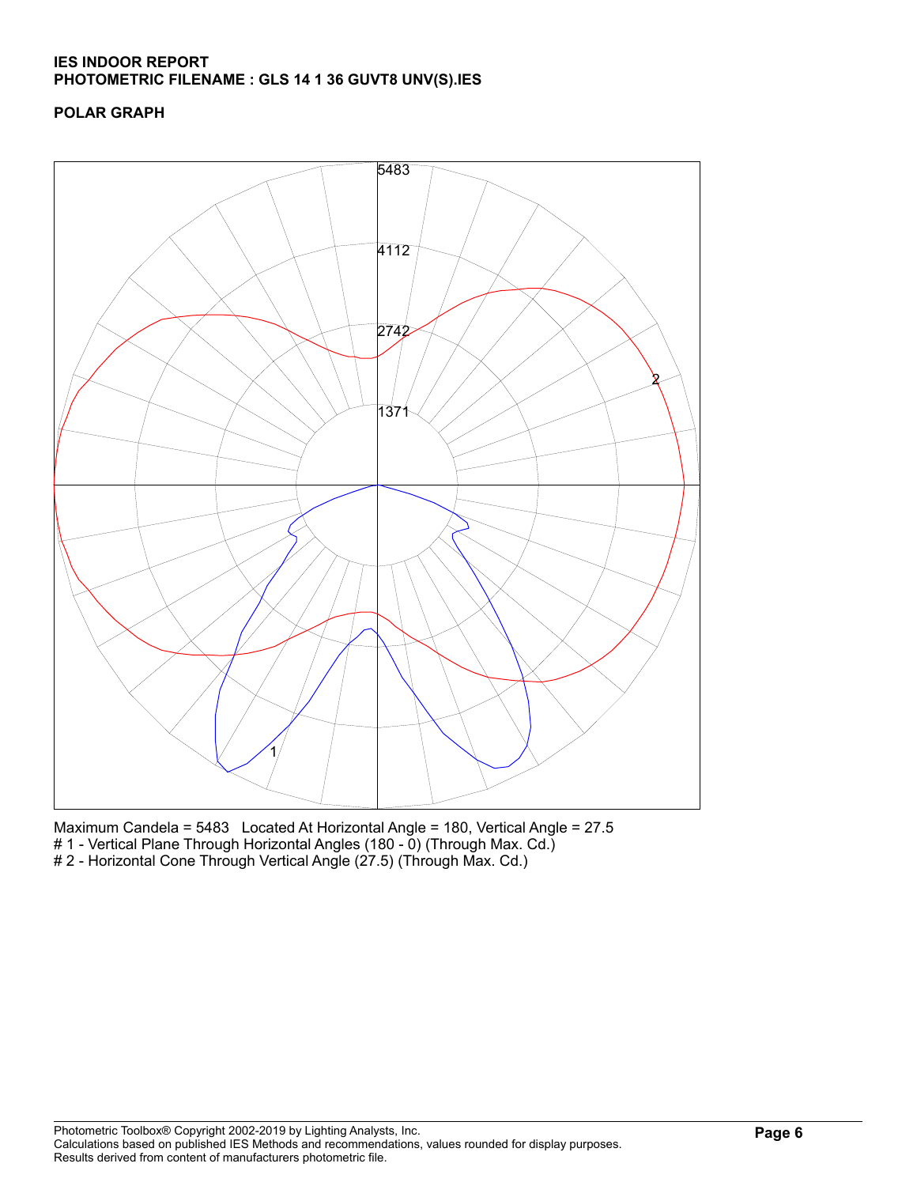**IES INDOOR REPORT**
**PHOTOMETRIC FILENAME : GLS 14 1 36 GUVT8 UNV(S).IES**

**POLAR GRAPH**

5483
4112
2742
1371
2
1

Maximum Candela = 5483 Located At Horizontal Angle = 180, Vertical Angle = 27.5
# 1 - Vertical Plane Through Horizontal Angles (180 - 0) (Through Max. Cd.)
# 2 - Horizontal Cone Through Vertical Angle (27.5) (Through Max. Cd.)

Photometric Toolbox® Copyright 2002-2019 by Lighting Analysts, Inc.
Calculations based on published IES Methods and recommendations, values rounded for display purposes.
Results derived from content of manufacturers photometric file.